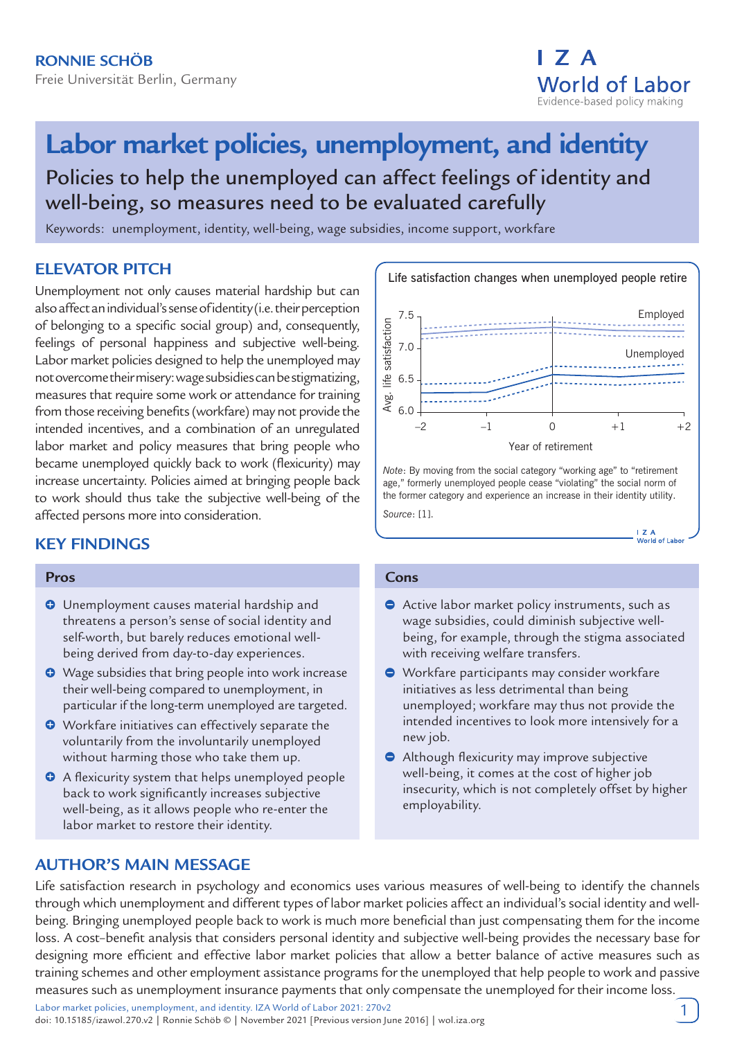**RONNIE SCHÖB**
Freie Universität Berlin, Germany

IZA World of Labor
Evidence-based policy making

# Labor market policies, unemployment, and identity

## Policies to help the unemployed can affect feelings of identity and well-being, so measures need to be evaluated carefully

Keywords: unemployment, identity, well-being, wage subsidies, income support, workfare

## ELEVATOR PITCH

Unemployment not only causes material hardship but can also affect an individual's sense of identity (i.e. their perception of belonging to a specific social group) and, consequently, feelings of personal happiness and subjective well-being. Labor market policies designed to help the unemployed may not overcome their misery: wage subsidies can be stigmatizing, measures that require some work or attendance for training from those receiving benefits (workfare) may not provide the intended incentives, and a combination of an unregulated labor market and policy measures that bring people who became unemployed quickly back to work (flexicurity) may increase uncertainty. Policies aimed at bringing people back to work should thus take the subjective well-being of the affected persons more into consideration.

Life satisfaction changes when unemployed people retire

*Note*: By moving from the social category "working age" to "retirement age," formerly unemployed people cease "violating" the social norm of the former category and experience an increase in their identity utility.

*Source*: [1].

## KEY FINDINGS

### Pros

- Unemployment causes material hardship and threatens a person's sense of social identity and self-worth, but barely reduces emotional well-being derived from day-to-day experiences.
- Wage subsidies that bring people into work increase their well-being compared to unemployment, in particular if the long-term unemployed are targeted.
- Workfare initiatives can effectively separate the voluntarily from the involuntarily unemployed without harming those who take them up.
- A flexicurity system that helps unemployed people back to work significantly increases subjective well-being, as it allows people who re-enter the labor market to restore their identity.

### Cons

- Active labor market policy instruments, such as wage subsidies, could diminish subjective well-being, for example, through the stigma associated with receiving welfare transfers.
- Workfare participants may consider workfare initiatives as less detrimental than being unemployed; workfare may thus not provide the intended incentives to look more intensively for a new job.
- Although flexicurity may improve subjective well-being, it comes at the cost of higher job insecurity, which is not completely offset by higher employability.

## AUTHOR'S MAIN MESSAGE

Life satisfaction research in psychology and economics uses various measures of well-being to identify the channels through which unemployment and different types of labor market policies affect an individual's social identity and well-being. Bringing unemployed people back to work is much more beneficial than just compensating them for the income loss. A cost–benefit analysis that considers personal identity and subjective well-being provides the necessary base for designing more efficient and effective labor market policies that allow a better balance of active measures such as training schemes and other employment assistance programs for the unemployed that help people to work and passive measures such as unemployment insurance payments that only compensate the unemployed for their income loss.

Labor market policies, unemployment, and identity. IZA World of Labor 2021: 270v2
doi: 10.15185/izawol.270.v2 | Ronnie Schöb © | November 2021 [Previous version June 2016] | wol.iza.org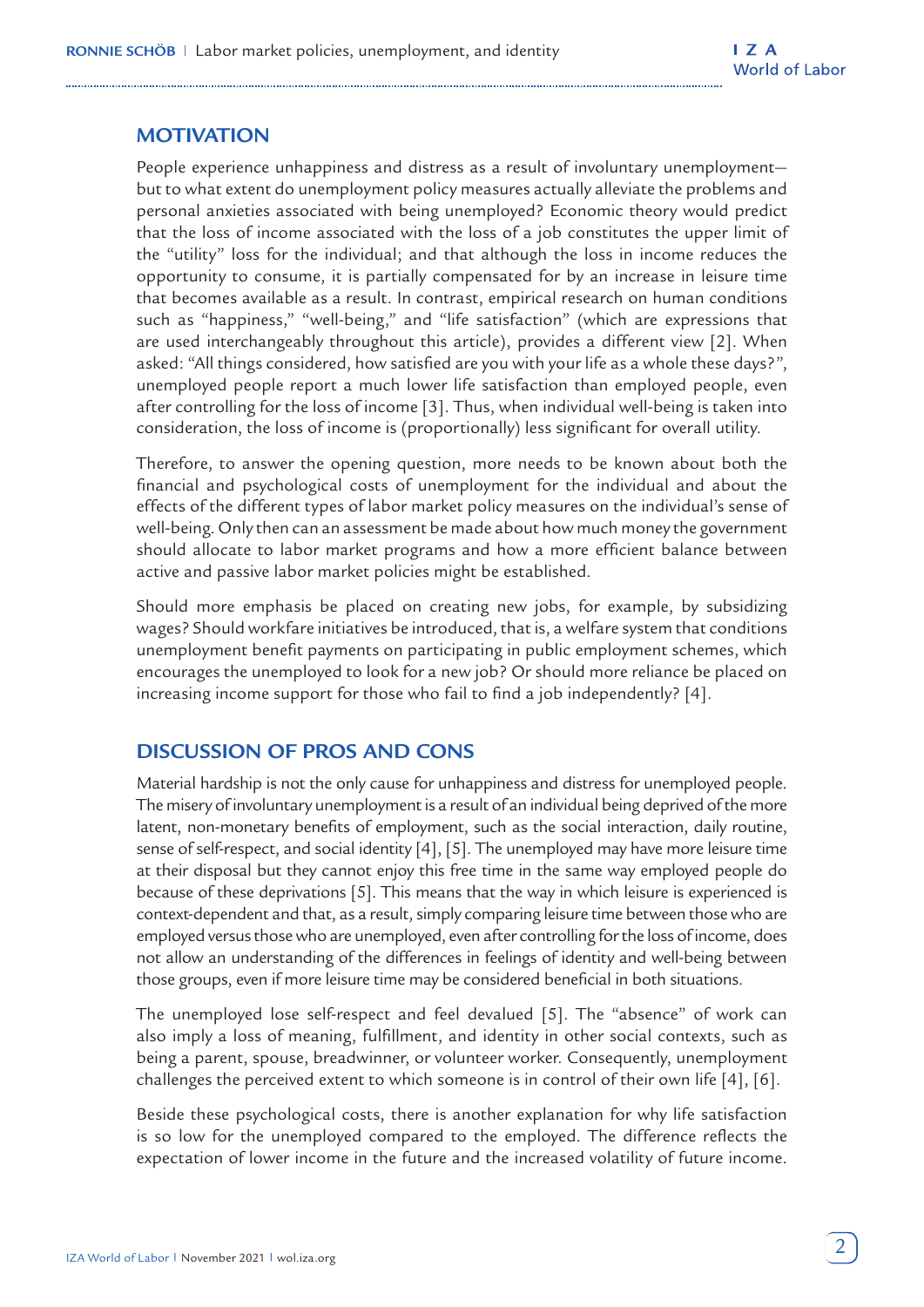## MOTIVATION

People experience unhappiness and distress as a result of involuntary unemployment—but to what extent do unemployment policy measures actually alleviate the problems and personal anxieties associated with being unemployed? Economic theory would predict that the loss of income associated with the loss of a job constitutes the upper limit of the "utility" loss for the individual; and that although the loss in income reduces the opportunity to consume, it is partially compensated for by an increase in leisure time that becomes available as a result. In contrast, empirical research on human conditions such as "happiness," "well-being," and "life satisfaction" (which are expressions that are used interchangeably throughout this article), provides a different view [2]. When asked: "All things considered, how satisfied are you with your life as a whole these days?", unemployed people report a much lower life satisfaction than employed people, even after controlling for the loss of income [3]. Thus, when individual well-being is taken into consideration, the loss of income is (proportionally) less significant for overall utility.

Therefore, to answer the opening question, more needs to be known about both the financial and psychological costs of unemployment for the individual and about the effects of the different types of labor market policy measures on the individual's sense of well-being. Only then can an assessment be made about how much money the government should allocate to labor market programs and how a more efficient balance between active and passive labor market policies might be established.

Should more emphasis be placed on creating new jobs, for example, by subsidizing wages? Should workfare initiatives be introduced, that is, a welfare system that conditions unemployment benefit payments on participating in public employment schemes, which encourages the unemployed to look for a new job? Or should more reliance be placed on increasing income support for those who fail to find a job independently? [4].

## DISCUSSION OF PROS AND CONS

Material hardship is not the only cause for unhappiness and distress for unemployed people. The misery of involuntary unemployment is a result of an individual being deprived of the more latent, non-monetary benefits of employment, such as the social interaction, daily routine, sense of self-respect, and social identity [4], [5]. The unemployed may have more leisure time at their disposal but they cannot enjoy this free time in the same way employed people do because of these deprivations [5]. This means that the way in which leisure is experienced is context-dependent and that, as a result, simply comparing leisure time between those who are employed versus those who are unemployed, even after controlling for the loss of income, does not allow an understanding of the differences in feelings of identity and well-being between those groups, even if more leisure time may be considered beneficial in both situations.

The unemployed lose self-respect and feel devalued [5]. The "absence" of work can also imply a loss of meaning, fulfillment, and identity in other social contexts, such as being a parent, spouse, breadwinner, or volunteer worker. Consequently, unemployment challenges the perceived extent to which someone is in control of their own life [4], [6].

Beside these psychological costs, there is another explanation for why life satisfaction is so low for the unemployed compared to the employed. The difference reflects the expectation of lower income in the future and the increased volatility of future income.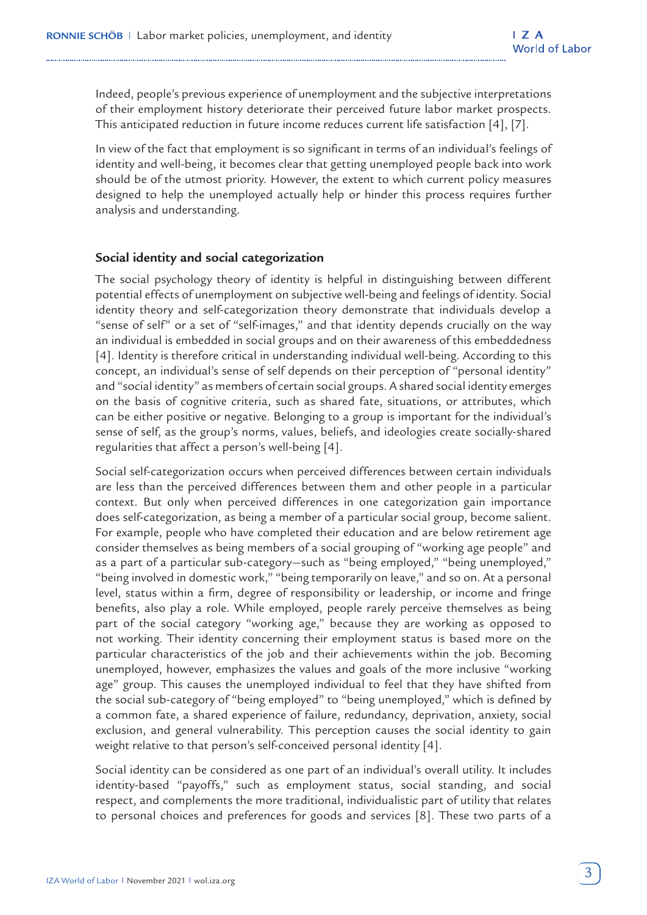Indeed, people's previous experience of unemployment and the subjective interpretations of their employment history deteriorate their perceived future labor market prospects. This anticipated reduction in future income reduces current life satisfaction [4], [7].

In view of the fact that employment is so significant in terms of an individual's feelings of identity and well-being, it becomes clear that getting unemployed people back into work should be of the utmost priority. However, the extent to which current policy measures designed to help the unemployed actually help or hinder this process requires further analysis and understanding.

## Social identity and social categorization

The social psychology theory of identity is helpful in distinguishing between different potential effects of unemployment on subjective well-being and feelings of identity. Social identity theory and self-categorization theory demonstrate that individuals develop a "sense of self" or a set of "self-images," and that identity depends crucially on the way an individual is embedded in social groups and on their awareness of this embeddedness [4]. Identity is therefore critical in understanding individual well-being. According to this concept, an individual's sense of self depends on their perception of "personal identity" and "social identity" as members of certain social groups. A shared social identity emerges on the basis of cognitive criteria, such as shared fate, situations, or attributes, which can be either positive or negative. Belonging to a group is important for the individual's sense of self, as the group's norms, values, beliefs, and ideologies create socially-shared regularities that affect a person's well-being [4].

Social self-categorization occurs when perceived differences between certain individuals are less than the perceived differences between them and other people in a particular context. But only when perceived differences in one categorization gain importance does self-categorization, as being a member of a particular social group, become salient. For example, people who have completed their education and are below retirement age consider themselves as being members of a social grouping of "working age people" and as a part of a particular sub-category—such as "being employed," "being unemployed," "being involved in domestic work," "being temporarily on leave," and so on. At a personal level, status within a firm, degree of responsibility or leadership, or income and fringe benefits, also play a role. While employed, people rarely perceive themselves as being part of the social category "working age," because they are working as opposed to not working. Their identity concerning their employment status is based more on the particular characteristics of the job and their achievements within the job. Becoming unemployed, however, emphasizes the values and goals of the more inclusive "working age" group. This causes the unemployed individual to feel that they have shifted from the social sub-category of "being employed" to "being unemployed," which is defined by a common fate, a shared experience of failure, redundancy, deprivation, anxiety, social exclusion, and general vulnerability. This perception causes the social identity to gain weight relative to that person's self-conceived personal identity [4].

Social identity can be considered as one part of an individual's overall utility. It includes identity-based "payoffs," such as employment status, social standing, and social respect, and complements the more traditional, individualistic part of utility that relates to personal choices and preferences for goods and services [8]. These two parts of a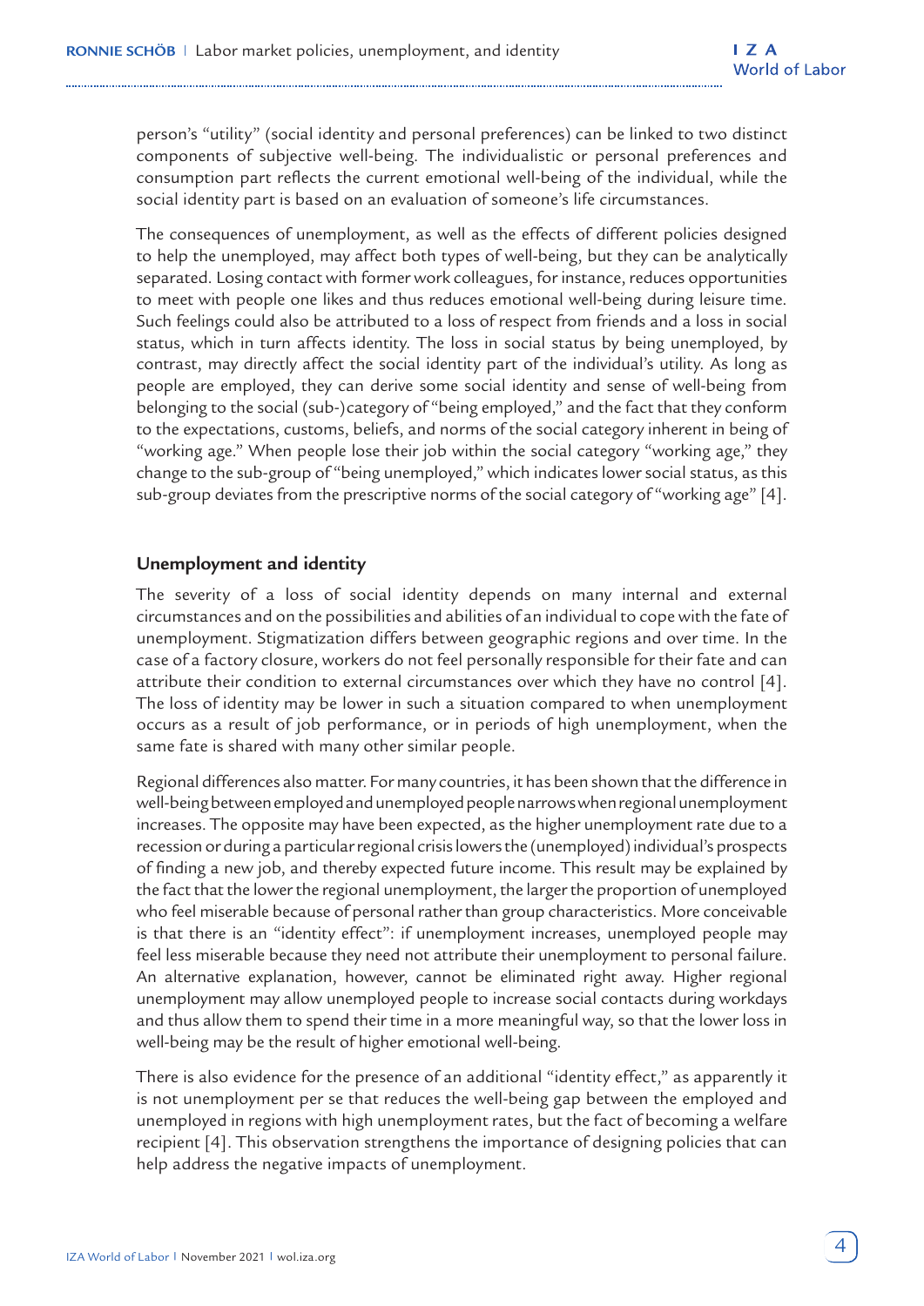person's "utility" (social identity and personal preferences) can be linked to two distinct components of subjective well-being. The individualistic or personal preferences and consumption part reflects the current emotional well-being of the individual, while the social identity part is based on an evaluation of someone's life circumstances.

The consequences of unemployment, as well as the effects of different policies designed to help the unemployed, may affect both types of well-being, but they can be analytically separated. Losing contact with former work colleagues, for instance, reduces opportunities to meet with people one likes and thus reduces emotional well-being during leisure time. Such feelings could also be attributed to a loss of respect from friends and a loss in social status, which in turn affects identity. The loss in social status by being unemployed, by contrast, may directly affect the social identity part of the individual's utility. As long as people are employed, they can derive some social identity and sense of well-being from belonging to the social (sub-)category of "being employed," and the fact that they conform to the expectations, customs, beliefs, and norms of the social category inherent in being of "working age." When people lose their job within the social category "working age," they change to the sub-group of "being unemployed," which indicates lower social status, as this sub-group deviates from the prescriptive norms of the social category of "working age" [4].

## Unemployment and identity

The severity of a loss of social identity depends on many internal and external circumstances and on the possibilities and abilities of an individual to cope with the fate of unemployment. Stigmatization differs between geographic regions and over time. In the case of a factory closure, workers do not feel personally responsible for their fate and can attribute their condition to external circumstances over which they have no control [4]. The loss of identity may be lower in such a situation compared to when unemployment occurs as a result of job performance, or in periods of high unemployment, when the same fate is shared with many other similar people.

Regional differences also matter. For many countries, it has been shown that the difference in well-being between employed and unemployed people narrows when regional unemployment increases. The opposite may have been expected, as the higher unemployment rate due to a recession or during a particular regional crisis lowers the (unemployed) individual's prospects of finding a new job, and thereby expected future income. This result may be explained by the fact that the lower the regional unemployment, the larger the proportion of unemployed who feel miserable because of personal rather than group characteristics. More conceivable is that there is an "identity effect": if unemployment increases, unemployed people may feel less miserable because they need not attribute their unemployment to personal failure. An alternative explanation, however, cannot be eliminated right away. Higher regional unemployment may allow unemployed people to increase social contacts during workdays and thus allow them to spend their time in a more meaningful way, so that the lower loss in well-being may be the result of higher emotional well-being.

There is also evidence for the presence of an additional "identity effect," as apparently it is not unemployment per se that reduces the well-being gap between the employed and unemployed in regions with high unemployment rates, but the fact of becoming a welfare recipient [4]. This observation strengthens the importance of designing policies that can help address the negative impacts of unemployment.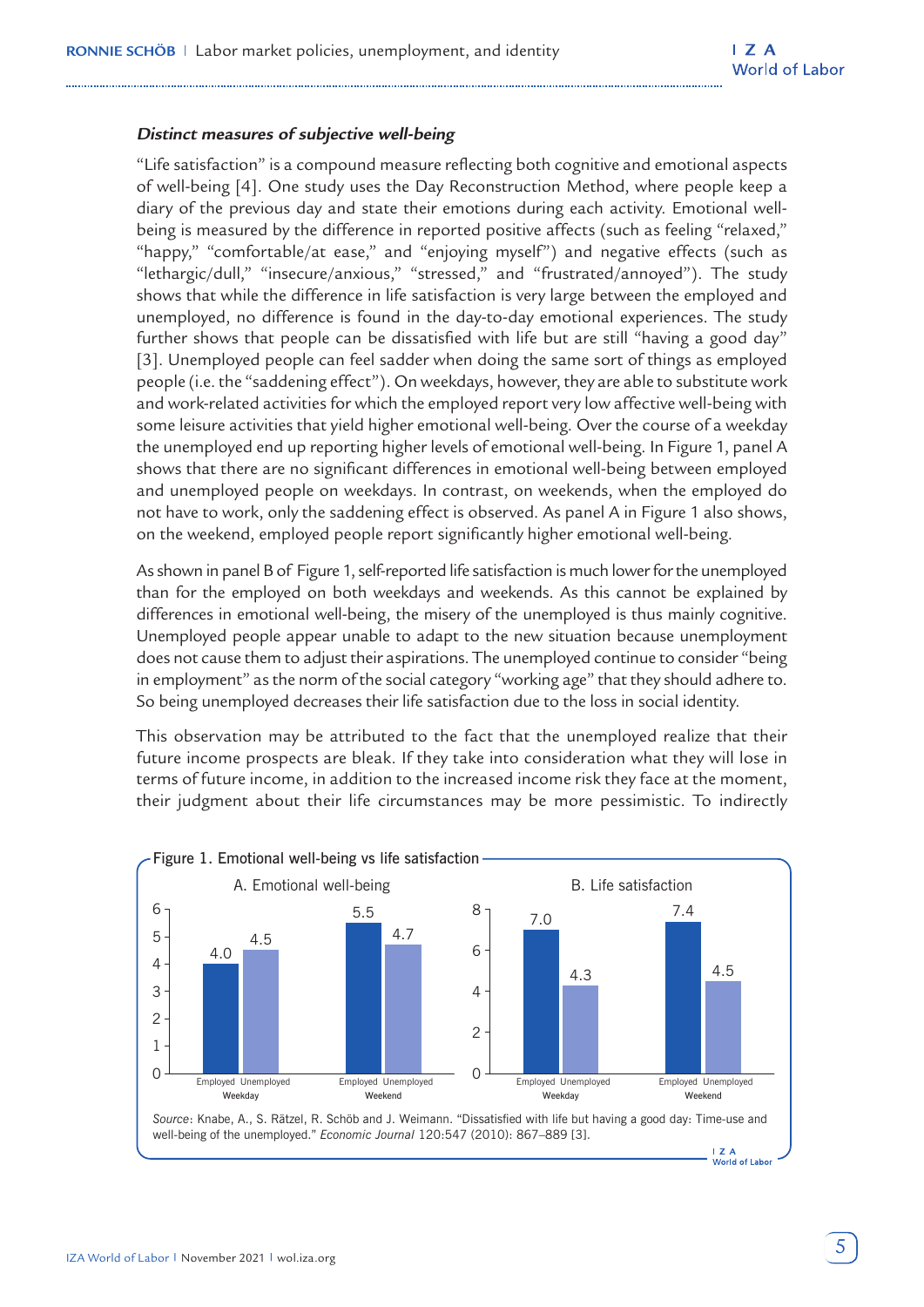***Distinct measures of subjective well-being***

"Life satisfaction" is a compound measure reflecting both cognitive and emotional aspects of well-being [4]. One study uses the Day Reconstruction Method, where people keep a diary of the previous day and state their emotions during each activity. Emotional well-being is measured by the difference in reported positive affects (such as feeling "relaxed," "happy," "comfortable/at ease," and "enjoying myself") and negative effects (such as "lethargic/dull," "insecure/anxious," "stressed," and "frustrated/annoyed"). The study shows that while the difference in life satisfaction is very large between the employed and unemployed, no difference is found in the day-to-day emotional experiences. The study further shows that people can be dissatisfied with life but are still "having a good day" [3]. Unemployed people can feel sadder when doing the same sort of things as employed people (i.e. the "saddening effect"). On weekdays, however, they are able to substitute work and work-related activities for which the employed report very low affective well-being with some leisure activities that yield higher emotional well-being. Over the course of a weekday the unemployed end up reporting higher levels of emotional well-being. In Figure 1, panel A shows that there are no significant differences in emotional well-being between employed and unemployed people on weekdays. In contrast, on weekends, when the employed do not have to work, only the saddening effect is observed. As panel A in Figure 1 also shows, on the weekend, employed people report significantly higher emotional well-being.

As shown in panel B of Figure 1, self-reported life satisfaction is much lower for the unemployed than for the employed on both weekdays and weekends. As this cannot be explained by differences in emotional well-being, the misery of the unemployed is thus mainly cognitive. Unemployed people appear unable to adapt to the new situation because unemployment does not cause them to adjust their aspirations. The unemployed continue to consider "being in employment" as the norm of the social category "working age" that they should adhere to. So being unemployed decreases their life satisfaction due to the loss in social identity.

This observation may be attributed to the fact that the unemployed realize that their future income prospects are bleak. If they take into consideration what they will lose in terms of future income, in addition to the increased income risk they face at the moment, their judgment about their life circumstances may be more pessimistic. To indirectly

Figure 1. Emotional well-being vs life satisfaction

A. Emotional well-being

| | Employed | Unemployed |
|---|---|---|
| Weekday | 4.0 | 4.5 |
| Weekend | 5.5 | 4.7 |

B. Life satisfaction

| | Employed | Unemployed |
|---|---|---|
| Weekday | 7.0 | 4.3 |
| Weekend | 7.4 | 4.5 |

*Source*: Knabe, A., S. Rätzel, R. Schöb and J. Weimann. "Dissatisfied with life but having a good day: Time-use and well-being of the unemployed." *Economic Journal* 120:547 (2010): 867–889 [3].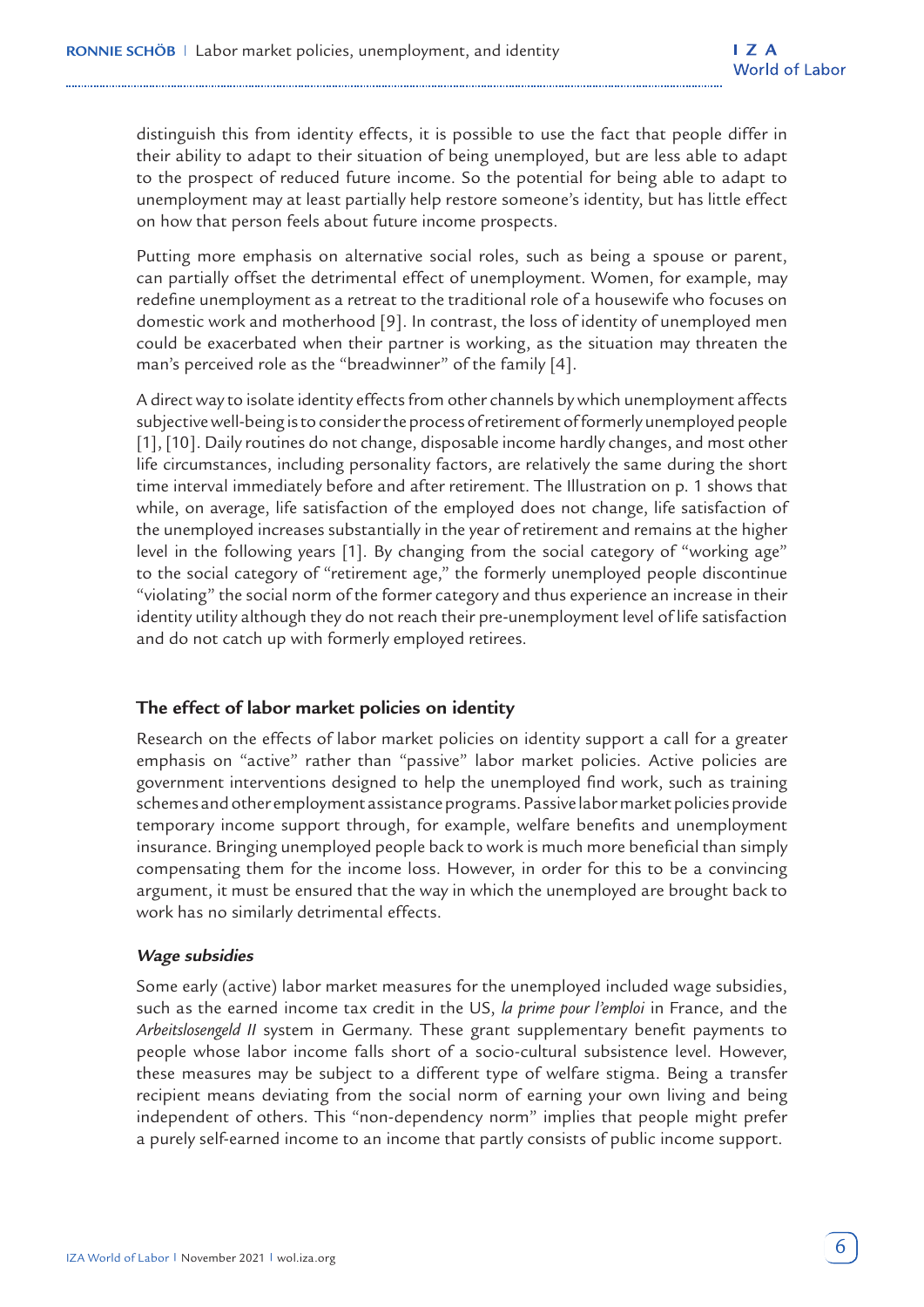distinguish this from identity effects, it is possible to use the fact that people differ in their ability to adapt to their situation of being unemployed, but are less able to adapt to the prospect of reduced future income. So the potential for being able to adapt to unemployment may at least partially help restore someone's identity, but has little effect on how that person feels about future income prospects.

Putting more emphasis on alternative social roles, such as being a spouse or parent, can partially offset the detrimental effect of unemployment. Women, for example, may redefine unemployment as a retreat to the traditional role of a housewife who focuses on domestic work and motherhood [9]. In contrast, the loss of identity of unemployed men could be exacerbated when their partner is working, as the situation may threaten the man's perceived role as the "breadwinner" of the family [4].

A direct way to isolate identity effects from other channels by which unemployment affects subjective well-being is to consider the process of retirement of formerly unemployed people [1], [10]. Daily routines do not change, disposable income hardly changes, and most other life circumstances, including personality factors, are relatively the same during the short time interval immediately before and after retirement. The Illustration on p. 1 shows that while, on average, life satisfaction of the employed does not change, life satisfaction of the unemployed increases substantially in the year of retirement and remains at the higher level in the following years [1]. By changing from the social category of "working age" to the social category of "retirement age," the formerly unemployed people discontinue "violating" the social norm of the former category and thus experience an increase in their identity utility although they do not reach their pre-unemployment level of life satisfaction and do not catch up with formerly employed retirees.

## The effect of labor market policies on identity

Research on the effects of labor market policies on identity support a call for a greater emphasis on "active" rather than "passive" labor market policies. Active policies are government interventions designed to help the unemployed find work, such as training schemes and other employment assistance programs. Passive labor market policies provide temporary income support through, for example, welfare benefits and unemployment insurance. Bringing unemployed people back to work is much more beneficial than simply compensating them for the income loss. However, in order for this to be a convincing argument, it must be ensured that the way in which the unemployed are brought back to work has no similarly detrimental effects.

### *Wage subsidies*

Some early (active) labor market measures for the unemployed included wage subsidies, such as the earned income tax credit in the US, *la prime pour l'emploi* in France, and the *Arbeitslosengeld II* system in Germany. These grant supplementary benefit payments to people whose labor income falls short of a socio-cultural subsistence level. However, these measures may be subject to a different type of welfare stigma. Being a transfer recipient means deviating from the social norm of earning your own living and being independent of others. This "non-dependency norm" implies that people might prefer a purely self-earned income to an income that partly consists of public income support.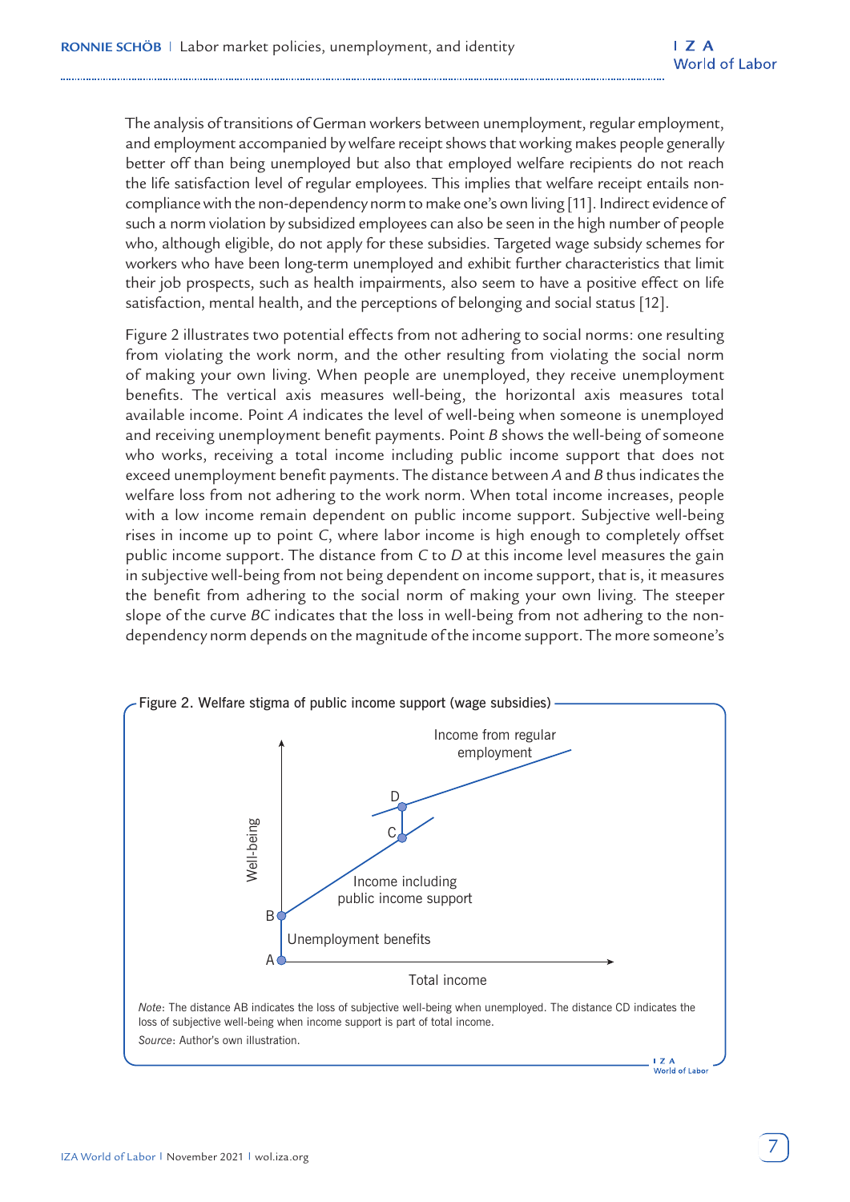The analysis of transitions of German workers between unemployment, regular employment, and employment accompanied by welfare receipt shows that working makes people generally better off than being unemployed but also that employed welfare recipients do not reach the life satisfaction level of regular employees. This implies that welfare receipt entails non-compliance with the non-dependency norm to make one's own living [11]. Indirect evidence of such a norm violation by subsidized employees can also be seen in the high number of people who, although eligible, do not apply for these subsidies. Targeted wage subsidy schemes for workers who have been long-term unemployed and exhibit further characteristics that limit their job prospects, such as health impairments, also seem to have a positive effect on life satisfaction, mental health, and the perceptions of belonging and social status [12].

Figure 2 illustrates two potential effects from not adhering to social norms: one resulting from violating the work norm, and the other resulting from violating the social norm of making your own living. When people are unemployed, they receive unemployment benefits. The vertical axis measures well-being, the horizontal axis measures total available income. Point *A* indicates the level of well-being when someone is unemployed and receiving unemployment benefit payments. Point *B* shows the well-being of someone who works, receiving a total income including public income support that does not exceed unemployment benefit payments. The distance between *A* and *B* thus indicates the welfare loss from not adhering to the work norm. When total income increases, people with a low income remain dependent on public income support. Subjective well-being rises in income up to point *C*, where labor income is high enough to completely offset public income support. The distance from *C* to *D* at this income level measures the gain in subjective well-being from not being dependent on income support, that is, it measures the benefit from adhering to the social norm of making your own living. The steeper slope of the curve *BC* indicates that the loss in well-being from not adhering to the non-dependency norm depends on the magnitude of the income support. The more someone's

Figure 2. Welfare stigma of public income support (wage subsidies)

*Note*: The distance AB indicates the loss of subjective well-being when unemployed. The distance CD indicates the loss of subjective well-being when income support is part of total income.

*Source*: Author's own illustration.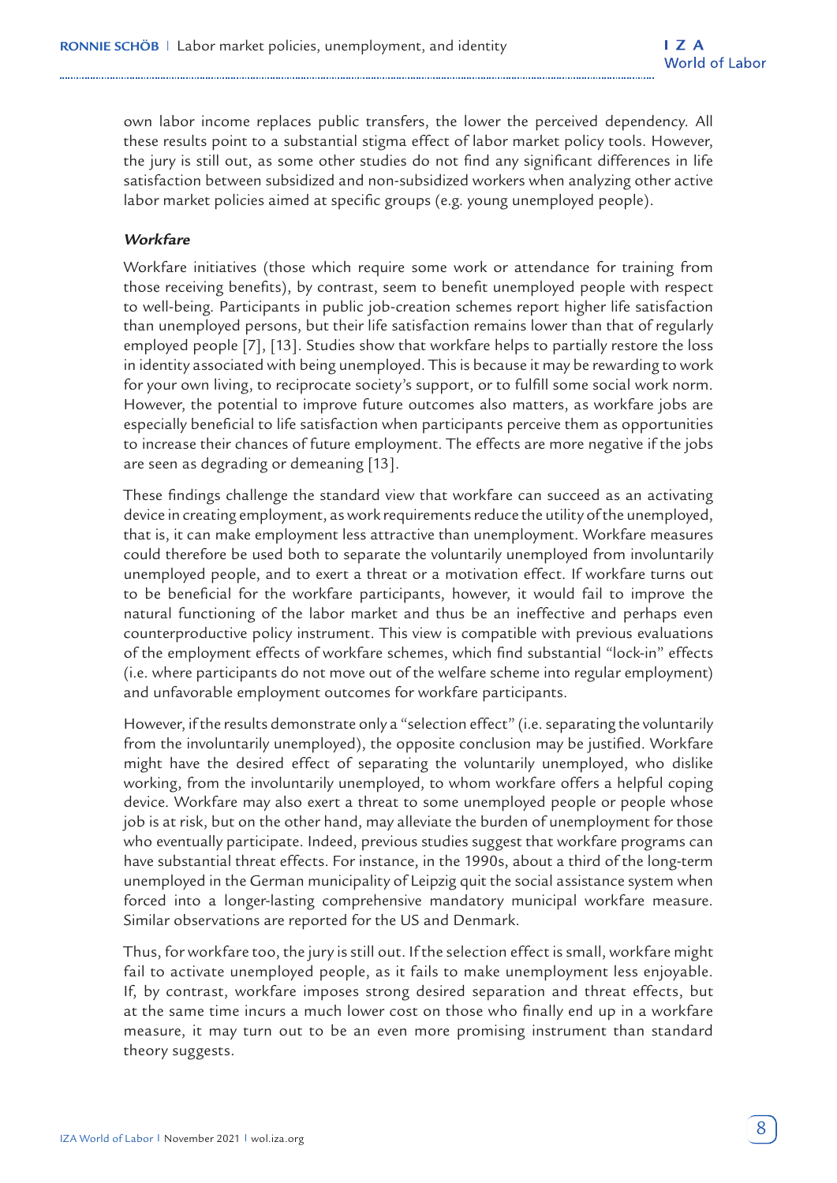own labor income replaces public transfers, the lower the perceived dependency. All these results point to a substantial stigma effect of labor market policy tools. However, the jury is still out, as some other studies do not find any significant differences in life satisfaction between subsidized and non-subsidized workers when analyzing other active labor market policies aimed at specific groups (e.g. young unemployed people).

### *Workfare*

Workfare initiatives (those which require some work or attendance for training from those receiving benefits), by contrast, seem to benefit unemployed people with respect to well-being. Participants in public job-creation schemes report higher life satisfaction than unemployed persons, but their life satisfaction remains lower than that of regularly employed people [7], [13]. Studies show that workfare helps to partially restore the loss in identity associated with being unemployed. This is because it may be rewarding to work for your own living, to reciprocate society's support, or to fulfill some social work norm. However, the potential to improve future outcomes also matters, as workfare jobs are especially beneficial to life satisfaction when participants perceive them as opportunities to increase their chances of future employment. The effects are more negative if the jobs are seen as degrading or demeaning [13].

These findings challenge the standard view that workfare can succeed as an activating device in creating employment, as work requirements reduce the utility of the unemployed, that is, it can make employment less attractive than unemployment. Workfare measures could therefore be used both to separate the voluntarily unemployed from involuntarily unemployed people, and to exert a threat or a motivation effect. If workfare turns out to be beneficial for the workfare participants, however, it would fail to improve the natural functioning of the labor market and thus be an ineffective and perhaps even counterproductive policy instrument. This view is compatible with previous evaluations of the employment effects of workfare schemes, which find substantial "lock-in" effects (i.e. where participants do not move out of the welfare scheme into regular employment) and unfavorable employment outcomes for workfare participants.

However, if the results demonstrate only a "selection effect" (i.e. separating the voluntarily from the involuntarily unemployed), the opposite conclusion may be justified. Workfare might have the desired effect of separating the voluntarily unemployed, who dislike working, from the involuntarily unemployed, to whom workfare offers a helpful coping device. Workfare may also exert a threat to some unemployed people or people whose job is at risk, but on the other hand, may alleviate the burden of unemployment for those who eventually participate. Indeed, previous studies suggest that workfare programs can have substantial threat effects. For instance, in the 1990s, about a third of the long-term unemployed in the German municipality of Leipzig quit the social assistance system when forced into a longer-lasting comprehensive mandatory municipal workfare measure. Similar observations are reported for the US and Denmark.

Thus, for workfare too, the jury is still out. If the selection effect is small, workfare might fail to activate unemployed people, as it fails to make unemployment less enjoyable. If, by contrast, workfare imposes strong desired separation and threat effects, but at the same time incurs a much lower cost on those who finally end up in a workfare measure, it may turn out to be an even more promising instrument than standard theory suggests.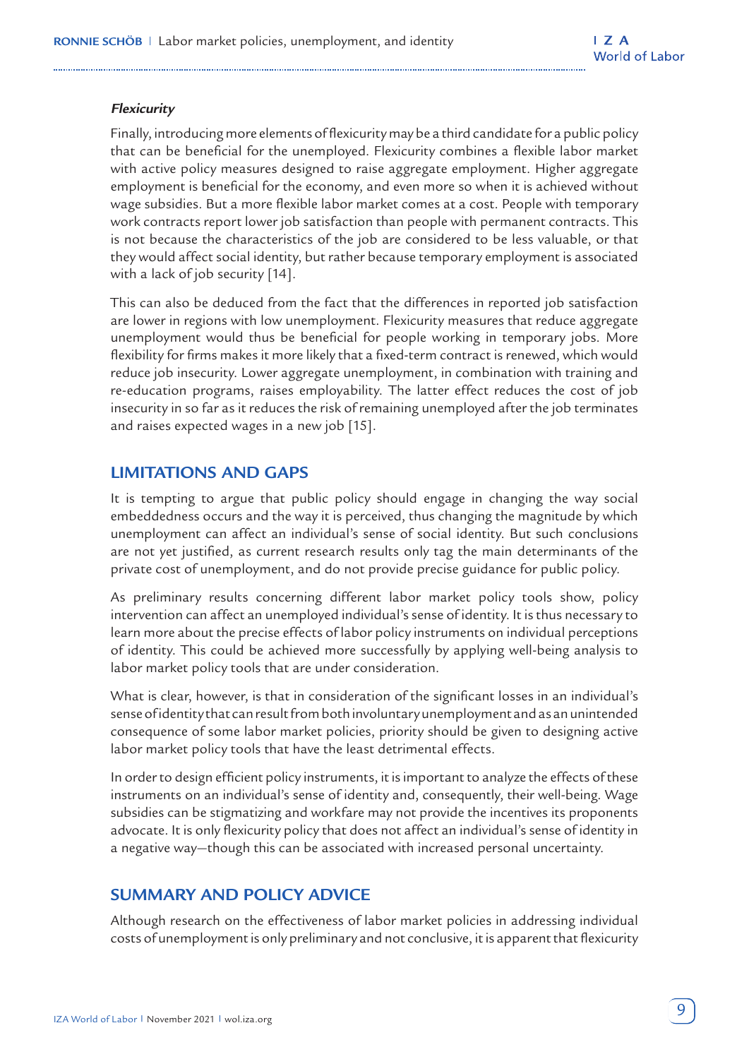### *Flexicurity*

Finally, introducing more elements of flexicurity may be a third candidate for a public policy that can be beneficial for the unemployed. Flexicurity combines a flexible labor market with active policy measures designed to raise aggregate employment. Higher aggregate employment is beneficial for the economy, and even more so when it is achieved without wage subsidies. But a more flexible labor market comes at a cost. People with temporary work contracts report lower job satisfaction than people with permanent contracts. This is not because the characteristics of the job are considered to be less valuable, or that they would affect social identity, but rather because temporary employment is associated with a lack of job security [14].

This can also be deduced from the fact that the differences in reported job satisfaction are lower in regions with low unemployment. Flexicurity measures that reduce aggregate unemployment would thus be beneficial for people working in temporary jobs. More flexibility for firms makes it more likely that a fixed-term contract is renewed, which would reduce job insecurity. Lower aggregate unemployment, in combination with training and re-education programs, raises employability. The latter effect reduces the cost of job insecurity in so far as it reduces the risk of remaining unemployed after the job terminates and raises expected wages in a new job [15].

## LIMITATIONS AND GAPS

It is tempting to argue that public policy should engage in changing the way social embeddedness occurs and the way it is perceived, thus changing the magnitude by which unemployment can affect an individual's sense of social identity. But such conclusions are not yet justified, as current research results only tag the main determinants of the private cost of unemployment, and do not provide precise guidance for public policy.

As preliminary results concerning different labor market policy tools show, policy intervention can affect an unemployed individual's sense of identity. It is thus necessary to learn more about the precise effects of labor policy instruments on individual perceptions of identity. This could be achieved more successfully by applying well-being analysis to labor market policy tools that are under consideration.

What is clear, however, is that in consideration of the significant losses in an individual's sense of identity that can result from both involuntary unemployment and as an unintended consequence of some labor market policies, priority should be given to designing active labor market policy tools that have the least detrimental effects.

In order to design efficient policy instruments, it is important to analyze the effects of these instruments on an individual's sense of identity and, consequently, their well-being. Wage subsidies can be stigmatizing and workfare may not provide the incentives its proponents advocate. It is only flexicurity policy that does not affect an individual's sense of identity in a negative way—though this can be associated with increased personal uncertainty.

## SUMMARY AND POLICY ADVICE

Although research on the effectiveness of labor market policies in addressing individual costs of unemployment is only preliminary and not conclusive, it is apparent that flexicurity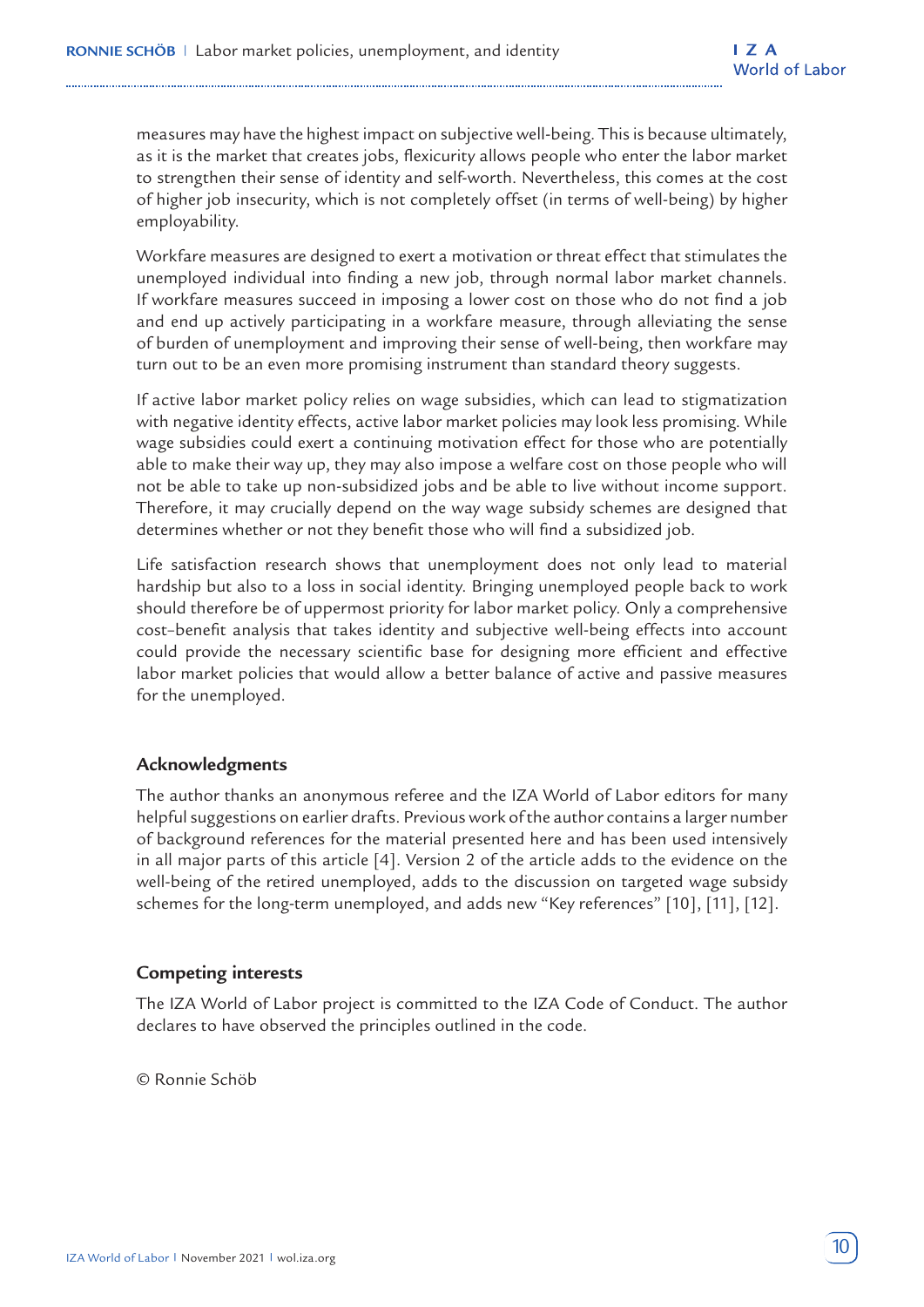measures may have the highest impact on subjective well-being. This is because ultimately, as it is the market that creates jobs, flexicurity allows people who enter the labor market to strengthen their sense of identity and self-worth. Nevertheless, this comes at the cost of higher job insecurity, which is not completely offset (in terms of well-being) by higher employability.

Workfare measures are designed to exert a motivation or threat effect that stimulates the unemployed individual into finding a new job, through normal labor market channels. If workfare measures succeed in imposing a lower cost on those who do not find a job and end up actively participating in a workfare measure, through alleviating the sense of burden of unemployment and improving their sense of well-being, then workfare may turn out to be an even more promising instrument than standard theory suggests.

If active labor market policy relies on wage subsidies, which can lead to stigmatization with negative identity effects, active labor market policies may look less promising. While wage subsidies could exert a continuing motivation effect for those who are potentially able to make their way up, they may also impose a welfare cost on those people who will not be able to take up non-subsidized jobs and be able to live without income support. Therefore, it may crucially depend on the way wage subsidy schemes are designed that determines whether or not they benefit those who will find a subsidized job.

Life satisfaction research shows that unemployment does not only lead to material hardship but also to a loss in social identity. Bringing unemployed people back to work should therefore be of uppermost priority for labor market policy. Only a comprehensive cost–benefit analysis that takes identity and subjective well-being effects into account could provide the necessary scientific base for designing more efficient and effective labor market policies that would allow a better balance of active and passive measures for the unemployed.

### Acknowledgments

The author thanks an anonymous referee and the IZA World of Labor editors for many helpful suggestions on earlier drafts. Previous work of the author contains a larger number of background references for the material presented here and has been used intensively in all major parts of this article [4]. Version 2 of the article adds to the evidence on the well-being of the retired unemployed, adds to the discussion on targeted wage subsidy schemes for the long-term unemployed, and adds new "Key references" [10], [11], [12].

### Competing interests

The IZA World of Labor project is committed to the IZA Code of Conduct. The author declares to have observed the principles outlined in the code.

© Ronnie Schöb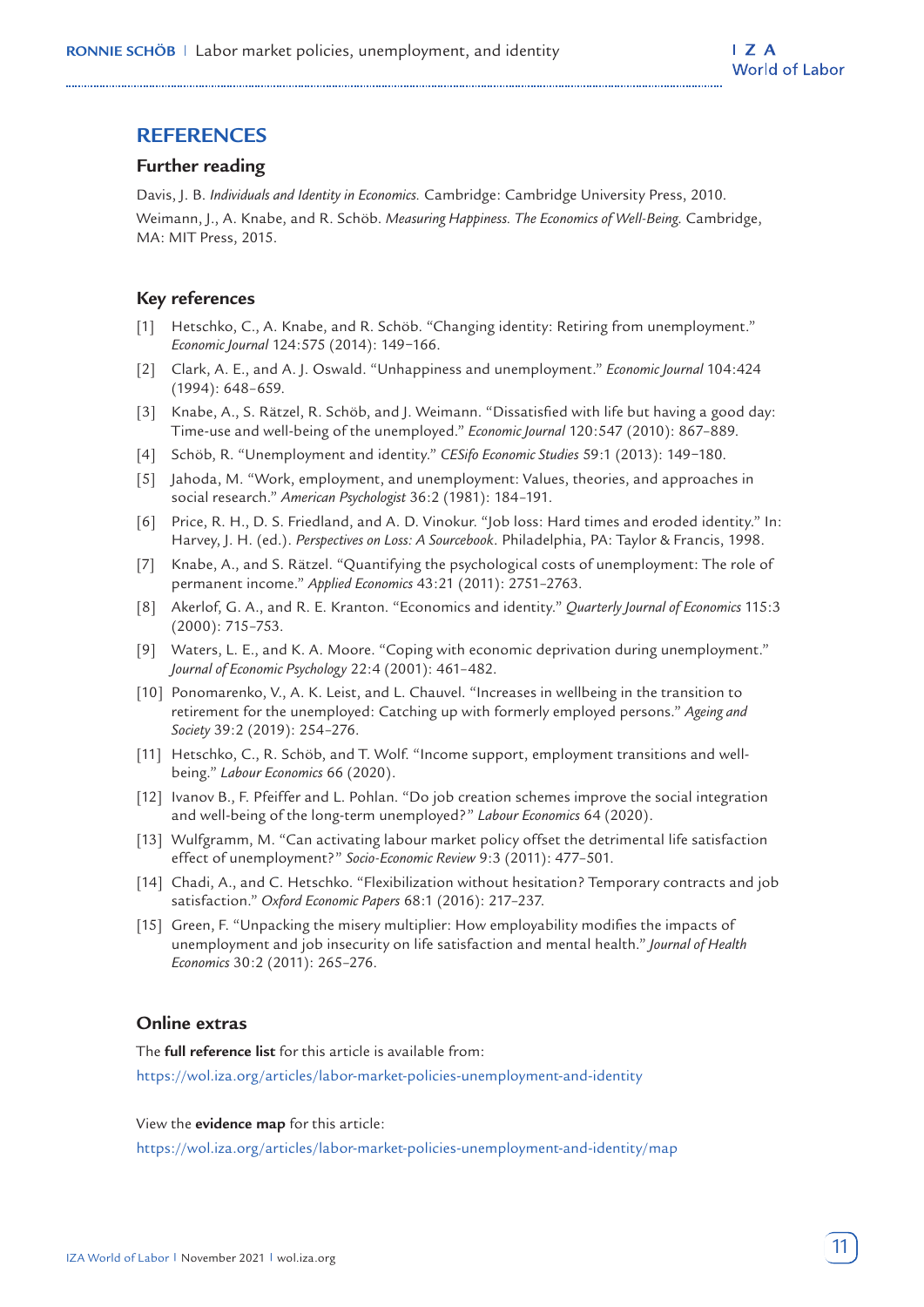## REFERENCES

### Further reading

Davis, J. B. *Individuals and Identity in Economics.* Cambridge: Cambridge University Press, 2010.

Weimann, J., A. Knabe, and R. Schöb. *Measuring Happiness. The Economics of Well-Being.* Cambridge, MA: MIT Press, 2015.

### Key references

[1] Hetschko, C., A. Knabe, and R. Schöb. "Changing identity: Retiring from unemployment." *Economic Journal* 124:575 (2014): 149–166.

[2] Clark, A. E., and A. J. Oswald. "Unhappiness and unemployment." *Economic Journal* 104:424 (1994): 648–659.

[3] Knabe, A., S. Rätzel, R. Schöb, and J. Weimann. "Dissatisfied with life but having a good day: Time-use and well-being of the unemployed." *Economic Journal* 120:547 (2010): 867–889.

[4] Schöb, R. "Unemployment and identity." *CESifo Economic Studies* 59:1 (2013): 149–180.

[5] Jahoda, M. "Work, employment, and unemployment: Values, theories, and approaches in social research." *American Psychologist* 36:2 (1981): 184–191.

[6] Price, R. H., D. S. Friedland, and A. D. Vinokur. "Job loss: Hard times and eroded identity." In: Harvey, J. H. (ed.). *Perspectives on Loss: A Sourcebook*. Philadelphia, PA: Taylor & Francis, 1998.

[7] Knabe, A., and S. Rätzel. "Quantifying the psychological costs of unemployment: The role of permanent income." *Applied Economics* 43:21 (2011): 2751–2763.

[8] Akerlof, G. A., and R. E. Kranton. "Economics and identity." *Quarterly Journal of Economics* 115:3 (2000): 715–753.

[9] Waters, L. E., and K. A. Moore. "Coping with economic deprivation during unemployment." *Journal of Economic Psychology* 22:4 (2001): 461–482.

[10] Ponomarenko, V., A. K. Leist, and L. Chauvel. "Increases in wellbeing in the transition to retirement for the unemployed: Catching up with formerly employed persons." *Ageing and Society* 39:2 (2019): 254–276.

[11] Hetschko, C., R. Schöb, and T. Wolf. "Income support, employment transitions and well-being." *Labour Economics* 66 (2020).

[12] Ivanov B., F. Pfeiffer and L. Pohlan. "Do job creation schemes improve the social integration and well-being of the long-term unemployed?" *Labour Economics* 64 (2020).

[13] Wulfgramm, M. "Can activating labour market policy offset the detrimental life satisfaction effect of unemployment?" *Socio-Economic Review* 9:3 (2011): 477–501.

[14] Chadi, A., and C. Hetschko. "Flexibilization without hesitation? Temporary contracts and job satisfaction." *Oxford Economic Papers* 68:1 (2016): 217–237.

[15] Green, F. "Unpacking the misery multiplier: How employability modifies the impacts of unemployment and job insecurity on life satisfaction and mental health." *Journal of Health Economics* 30:2 (2011): 265–276.

### Online extras

The **full reference list** for this article is available from:

https://wol.iza.org/articles/labor-market-policies-unemployment-and-identity

View the **evidence map** for this article:

https://wol.iza.org/articles/labor-market-policies-unemployment-and-identity/map